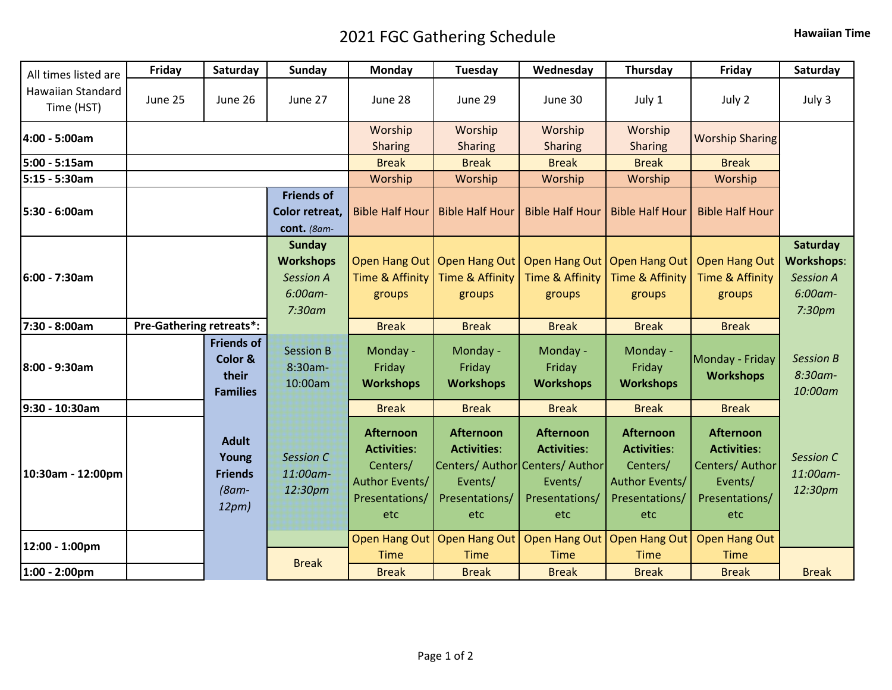# 2021 FGC Gathering Schedule

**Hawaiian Time**

| All times listed are Hawaiian Standard Time (HST) | Friday | Saturday | Sunday | Monday | Tuesday | Wednesday | Thursday | Friday | Saturday |
|---|---|---|---|---|---|---|---|---|---|
| | June 25 | June 26 | June 27 | June 28 | June 29 | June 30 | July 1 | July 2 | July 3 |
| **4:00 - 5:00am** | | | | Worship Sharing | Worship Sharing | Worship Sharing | Worship Sharing | Worship Sharing | |
| **5:00 - 5:15am** | | | | Break | Break | Break | Break | Break | |
| **5:15 - 5:30am** | | | | Worship | Worship | Worship | Worship | Worship | |
| **5:30 - 6:00am** | | | **Friends of Color retreat, cont.** *(8am-* | Bible Half Hour | Bible Half Hour | Bible Half Hour | Bible Half Hour | Bible Half Hour | |
| **6:00 - 7:30am** | | | **Sunday Workshops** *Session A 6:00am-7:30am* | Open Hang Out Time & Affinity groups | Open Hang Out Time & Affinity groups | Open Hang Out Time & Affinity groups | Open Hang Out Time & Affinity groups | Open Hang Out Time & Affinity groups | **Saturday Workshops**: *Session A 6:00am-7:30pm* |
| **7:30 - 8:00am** | **Pre-Gathering retreats*:** | | | Break | Break | Break | Break | Break | |
| **8:00 - 9:30am** | | **Friends of Color & their Families** | Session B 8:30am-10:00am | Monday - Friday **Workshops** | Monday - Friday **Workshops** | Monday - Friday **Workshops** | Monday - Friday **Workshops** | Monday - Friday **Workshops** | *Session B 8:30am-10:00am* |
| **9:30 - 10:30am** | | | | Break | Break | Break | Break | Break | |
| **10:30am - 12:00pm** | | **Adult Young Friends** *(8am-12pm)* | *Session C 11:00am-12:30pm* | **Afternoon Activities**: Centers/ Author Events/ Presentations/ etc | **Afternoon Activities**: Centers/ Author Events/ Presentations/ etc | **Afternoon Activities**: Centers/ Author Events/ Presentations/ etc | **Afternoon Activities**: Centers/ Author Events/ Presentations/ etc | **Afternoon Activities**: Centers/ Author Events/ Presentations/ etc | *Session C 11:00am-12:30pm* |
| **12:00 - 1:00pm** | | | Break | Open Hang Out Time | Open Hang Out Time | Open Hang Out Time | Open Hang Out Time | Open Hang Out Time | Break |
| **1:00 - 2:00pm** | | | | Break | Break | Break | Break | Break | |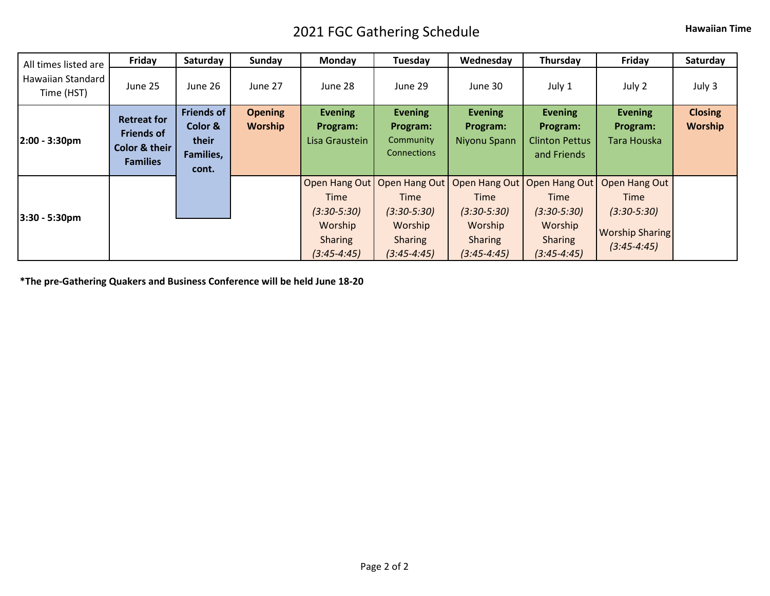# 2021 FGC Gathering Schedule

**Hawaiian Time**

| All times listed are Hawaiian Standard Time (HST) | Friday | Saturday | Sunday | Monday | Tuesday | Wednesday | Thursday | Friday | Saturday |
|---|---|---|---|---|---|---|---|---|---|
| | June 25 | June 26 | June 27 | June 28 | June 29 | June 30 | July 1 | July 2 | July 3 |
| **2:00 - 3:30pm** | **Retreat for Friends of Color & their Families** | **Friends of Color & their Families, cont.** | **Opening Worship** | **Evening Program:** Lisa Graustein | **Evening Program:** Community Connections | **Evening Program:** Niyonu Spann | **Evening Program:** Clinton Pettus and Friends | **Evening Program:** Tara Houska | **Closing Worship** |
| **3:30 - 5:30pm** | | | | Open Hang Out Time *(3:30-5:30)* Worship Sharing *(3:45-4:45)* | Open Hang Out Time *(3:30-5:30)* Worship Sharing *(3:45-4:45)* | Open Hang Out Time *(3:30-5:30)* Worship Sharing *(3:45-4:45)* | Open Hang Out Time *(3:30-5:30)* Worship Sharing *(3:45-4:45)* | Open Hang Out Time *(3:30-5:30)* Worship Sharing *(3:45-4:45)* | |

**\*The pre-Gathering Quakers and Business Conference will be held June 18-20**